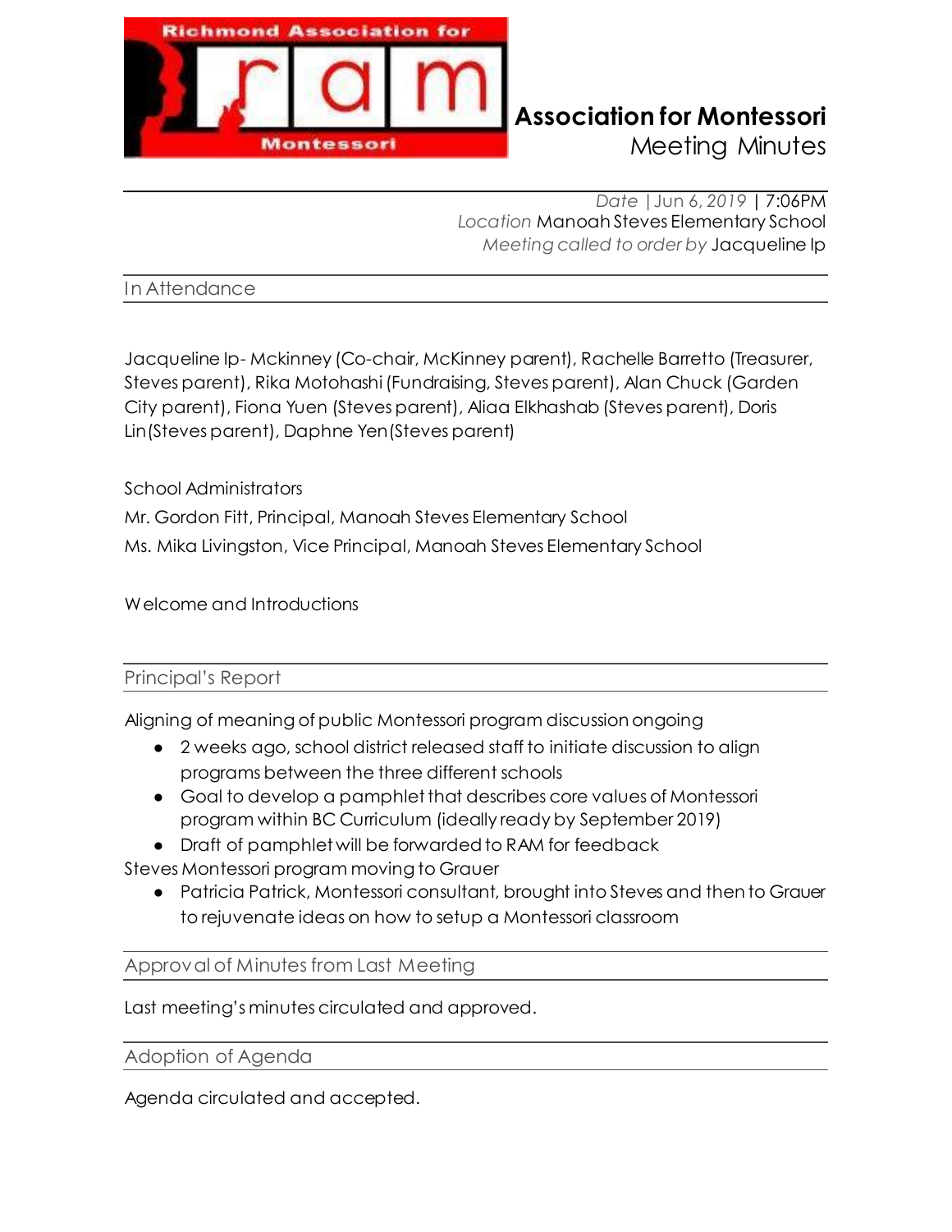# Association for Montessori

## Meeting Minutes

*Date* | Jun 6, 2019 | 7:06PM
*Location* Manoah Steves Elementary School
*Meeting called to order by* Jacqueline Ip

## In Attendance

Jacqueline Ip- Mckinney (Co-chair, McKinney parent), Rachelle Barretto (Treasurer, Steves parent), Rika Motohashi (Fundraising, Steves parent), Alan Chuck (Garden City parent), Fiona Yuen (Steves parent), Aliaa Elkhashab (Steves parent), Doris Lin (Steves parent), Daphne Yen (Steves parent)

School Administrators

Mr. Gordon Fitt, Principal, Manoah Steves Elementary School

Ms. Mika Livingston, Vice Principal, Manoah Steves Elementary School

Welcome and Introductions

## Principal's Report

Aligning of meaning of public Montessori program discussion ongoing

- 2 weeks ago, school district released staff to initiate discussion to align programs between the three different schools
- Goal to develop a pamphlet that describes core values of Montessori program within BC Curriculum (ideally ready by September 2019)
- Draft of pamphlet will be forwarded to RAM for feedback

Steves Montessori program moving to Grauer

- Patricia Patrick, Montessori consultant, brought into Steves and then to Grauer to rejuvenate ideas on how to setup a Montessori classroom

## Approval of Minutes from Last Meeting

Last meeting's minutes circulated and approved.

## Adoption of Agenda

Agenda circulated and accepted.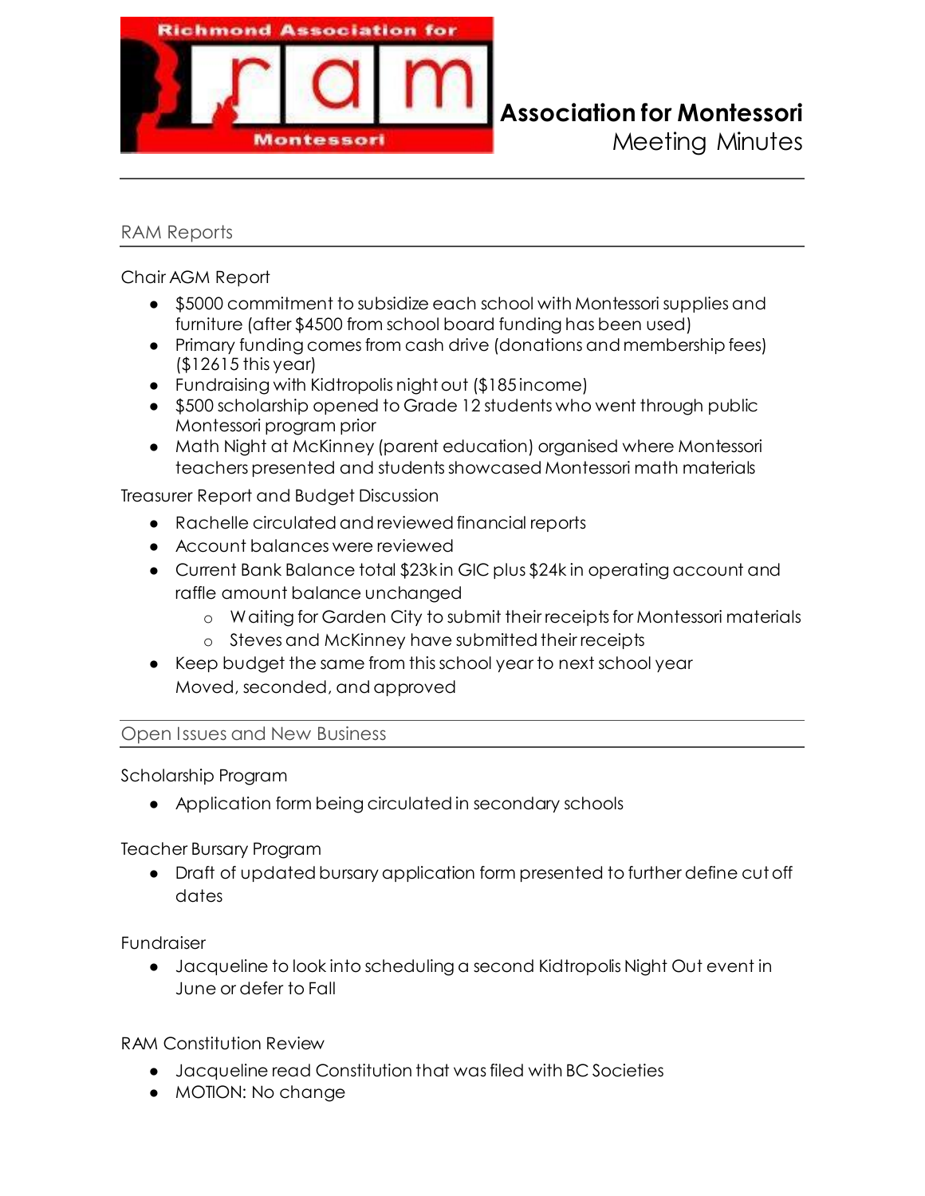**Association for Montessori**
Meeting Minutes

## RAM Reports

Chair AGM Report

- $5000 commitment to subsidize each school with Montessori supplies and furniture (after $4500 from school board funding has been used)
- Primary funding comes from cash drive (donations and membership fees) ($12615 this year)
- Fundraising with Kidtropolis night out ($185 income)
- $500 scholarship opened to Grade 12 students who went through public Montessori program prior
- Math Night at McKinney (parent education) organised where Montessori teachers presented and students showcased Montessori math materials

Treasurer Report and Budget Discussion

- Rachelle circulated and reviewed financial reports
- Account balances were reviewed
- Current Bank Balance total $23k in GIC plus $24k in operating account and raffle amount balance unchanged
    - Waiting for Garden City to submit their receipts for Montessori materials
    - Steves and McKinney have submitted their receipts
- Keep budget the same from this school year to next school year
  Moved, seconded, and approved

## Open Issues and New Business

Scholarship Program

- Application form being circulated in secondary schools

Teacher Bursary Program

- Draft of updated bursary application form presented to further define cut off dates

Fundraiser

- Jacqueline to look into scheduling a second Kidtropolis Night Out event in June or defer to Fall

RAM Constitution Review

- Jacqueline read Constitution that was filed with BC Societies
- MOTION: No change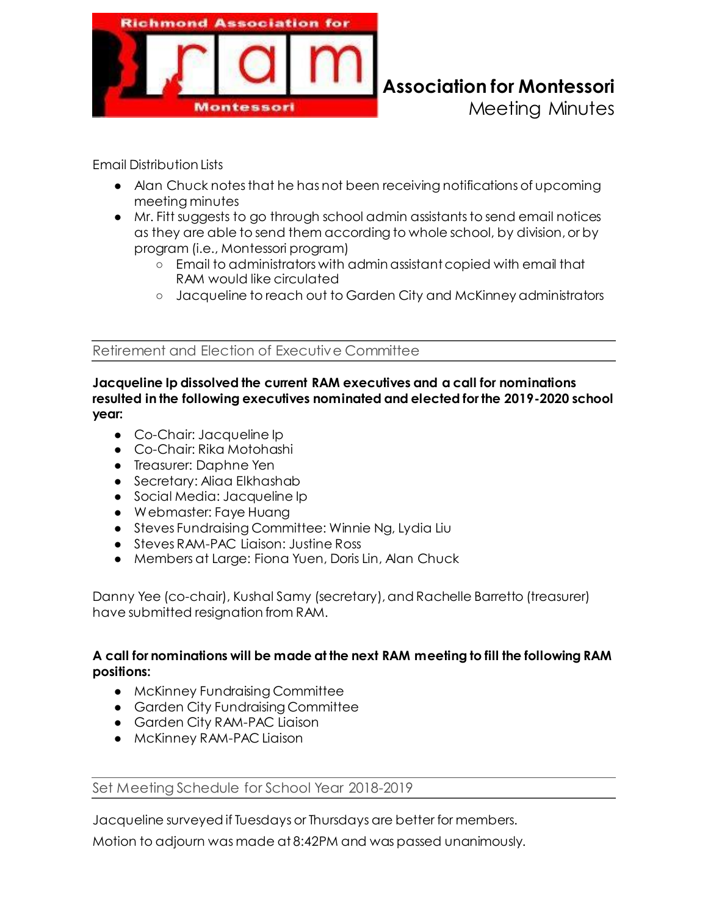Email Distribution Lists

- Alan Chuck notes that he has not been receiving notifications of upcoming meeting minutes
- Mr. Fitt suggests to go through school admin assistants to send email notices as they are able to send them according to whole school, by division, or by program (i.e., Montessori program)
    - Email to administrators with admin assistant copied with email that RAM would like circulated
    - Jacqueline to reach out to Garden City and McKinney administrators

## Retirement and Election of Executive Committee

**Jacqueline Ip dissolved the current RAM executives and a call for nominations resulted in the following executives nominated and elected for the 2019-2020 school year:**

- Co-Chair: Jacqueline Ip
- Co-Chair: Rika Motohashi
- Treasurer: Daphne Yen
- Secretary: Aliaa Elkhashab
- Social Media: Jacqueline Ip
- Webmaster: Faye Huang
- Steves Fundraising Committee: Winnie Ng, Lydia Liu
- Steves RAM-PAC Liaison: Justine Ross
- Members at Large: Fiona Yuen, Doris Lin, Alan Chuck

Danny Yee (co-chair), Kushal Samy (secretary), and Rachelle Barretto (treasurer) have submitted resignation from RAM.

**A call for nominations will be made at the next RAM meeting to fill the following RAM positions:**

- McKinney Fundraising Committee
- Garden City Fundraising Committee
- Garden City RAM-PAC Liaison
- McKinney RAM-PAC Liaison

## Set Meeting Schedule for School Year 2018-2019

Jacqueline surveyed if Tuesdays or Thursdays are better for members.

Motion to adjourn was made at 8:42PM and was passed unanimously.